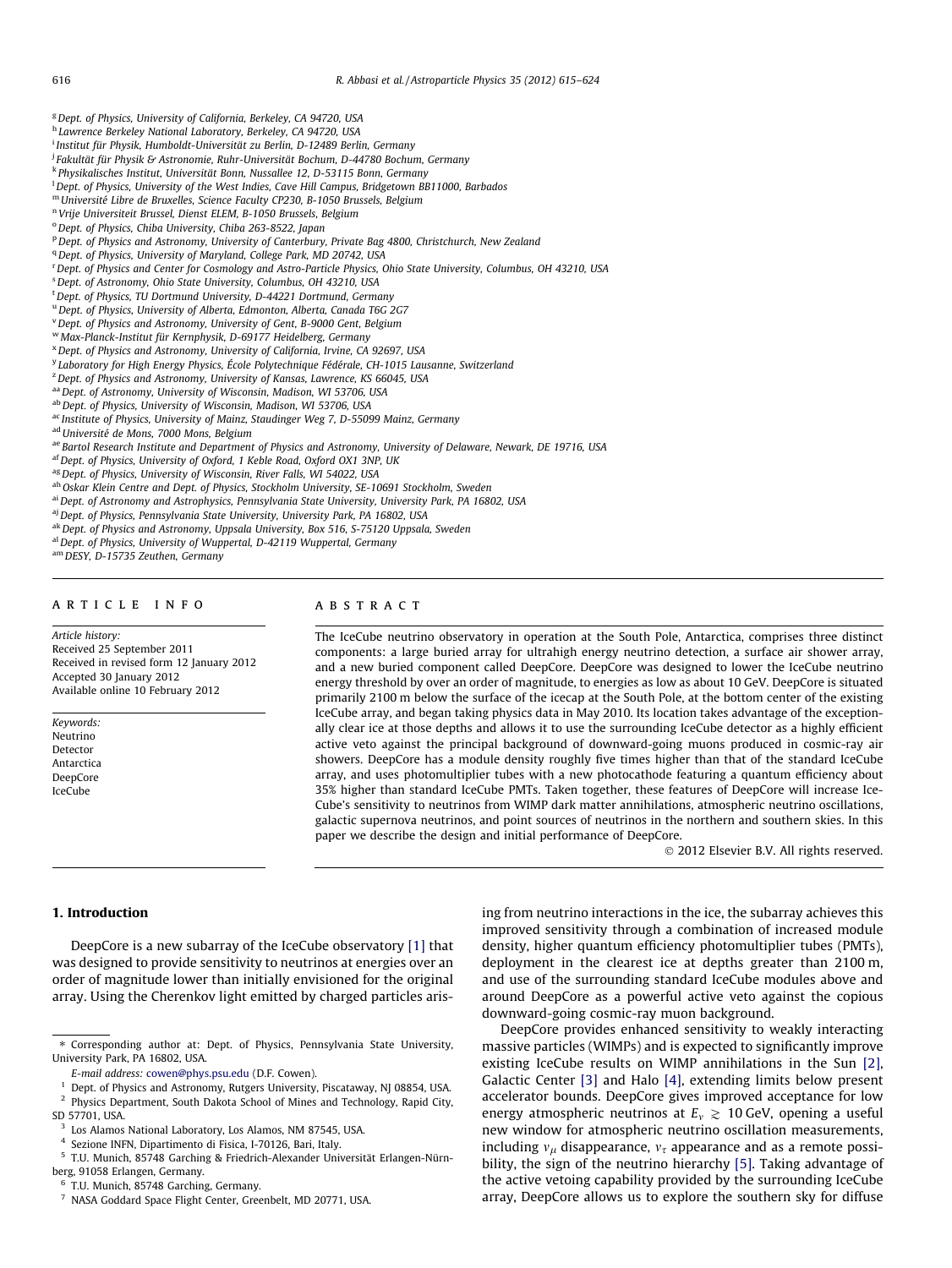[g] Dept. of Physics, University of California, Berkeley, CA 94720, USA
[h] Lawrence Berkeley National Laboratory, Berkeley, CA 94720, USA
[i] Institut für Physik, Humboldt-Universität zu Berlin, D-12489 Berlin, Germany
[j] Fakultät für Physik & Astronomie, Ruhr-Universität Bochum, D-44780 Bochum, Germany
[k] Physikalisches Institut, Universität Bonn, Nussallee 12, D-53115 Bonn, Germany
[l] Dept. of Physics, University of the West Indies, Cave Hill Campus, Bridgetown BB11000, Barbados
[m] Université Libre de Bruxelles, Science Faculty CP230, B-1050 Brussels, Belgium
[n] Vrije Universiteit Brussel, Dienst ELEM, B-1050 Brussels, Belgium
[o] Dept. of Physics, Chiba University, Chiba 263-8522, Japan
[p] Dept. of Physics and Astronomy, University of Canterbury, Private Bag 4800, Christchurch, New Zealand
[q] Dept. of Physics, University of Maryland, College Park, MD 20742, USA
[r] Dept. of Physics and Center for Cosmology and Astro-Particle Physics, Ohio State University, Columbus, OH 43210, USA
[s] Dept. of Astronomy, Ohio State University, Columbus, OH 43210, USA
[t] Dept. of Physics, TU Dortmund University, D-44221 Dortmund, Germany
[u] Dept. of Physics, University of Alberta, Edmonton, Alberta, Canada T6G 2G7
[v] Dept. of Physics and Astronomy, University of Gent, B-9000 Gent, Belgium
[w] Max-Planck-Institut für Kernphysik, D-69177 Heidelberg, Germany
[x] Dept. of Physics and Astronomy, University of California, Irvine, CA 92697, USA
[y] Laboratory for High Energy Physics, École Polytechnique Fédérale, CH-1015 Lausanne, Switzerland
[z] Dept. of Physics and Astronomy, University of Kansas, Lawrence, KS 66045, USA
[aa] Dept. of Astronomy, University of Wisconsin, Madison, WI 53706, USA
[ab] Dept. of Physics, University of Wisconsin, Madison, WI 53706, USA
[ac] Institute of Physics, University of Mainz, Staudinger Weg 7, D-55099 Mainz, Germany
[ad] Université de Mons, 7000 Mons, Belgium
[ae] Bartol Research Institute and Department of Physics and Astronomy, University of Delaware, Newark, DE 19716, USA
[af] Dept. of Physics, University of Oxford, 1 Keble Road, Oxford OX1 3NP, UK
[ag] Dept. of Physics, University of Wisconsin, River Falls, WI 54022, USA
[ah] Oskar Klein Centre and Dept. of Physics, Stockholm University, SE-10691 Stockholm, Sweden
[ai] Dept. of Astronomy and Astrophysics, Pennsylvania State University, University Park, PA 16802, USA
[aj] Dept. of Physics, Pennsylvania State University, University Park, PA 16802, USA
[ak] Dept. of Physics and Astronomy, Uppsala University, Box 516, S-75120 Uppsala, Sweden
[al] Dept. of Physics, University of Wuppertal, D-42119 Wuppertal, Germany
[am] DESY, D-15735 Zeuthen, Germany

## ARTICLE INFO

*Article history:*
Received 25 September 2011
Received in revised form 12 January 2012
Accepted 30 January 2012
Available online 10 February 2012

*Keywords:*
Neutrino
Detector
Antarctica
DeepCore
IceCube

## ABSTRACT

The IceCube neutrino observatory in operation at the South Pole, Antarctica, comprises three distinct components: a large buried array for ultrahigh energy neutrino detection, a surface air shower array, and a new buried component called DeepCore. DeepCore was designed to lower the IceCube neutrino energy threshold by over an order of magnitude, to energies as low as about 10 GeV. DeepCore is situated primarily 2100 m below the surface of the icecap at the South Pole, at the bottom center of the existing IceCube array, and began taking physics data in May 2010. Its location takes advantage of the exceptionally clear ice at those depths and allows it to use the surrounding IceCube detector as a highly efficient active veto against the principal background of downward-going muons produced in cosmic-ray air showers. DeepCore has a module density roughly five times higher than that of the standard IceCube array, and uses photomultiplier tubes with a new photocathode featuring a quantum efficiency about 35% higher than standard IceCube PMTs. Taken together, these features of DeepCore will increase IceCube's sensitivity to neutrinos from WIMP dark matter annihilations, atmospheric neutrino oscillations, galactic supernova neutrinos, and point sources of neutrinos in the northern and southern skies. In this paper we describe the design and initial performance of DeepCore.

© 2012 Elsevier B.V. All rights reserved.

## 1. Introduction

DeepCore is a new subarray of the IceCube observatory [1] that was designed to provide sensitivity to neutrinos at energies over an order of magnitude lower than initially envisioned for the original array. Using the Cherenkov light emitted by charged particles arising from neutrino interactions in the ice, the subarray achieves this improved sensitivity through a combination of increased module density, higher quantum efficiency photomultiplier tubes (PMTs), deployment in the clearest ice at depths greater than 2100 m, and use of the surrounding standard IceCube modules above and around DeepCore as a powerful active veto against the copious downward-going cosmic-ray muon background.

DeepCore provides enhanced sensitivity to weakly interacting massive particles (WIMPs) and is expected to significantly improve existing IceCube results on WIMP annihilations in the Sun [2], Galactic Center [3] and Halo [4], extending limits below present accelerator bounds. DeepCore gives improved acceptance for low energy atmospheric neutrinos at $E_\nu \gtrsim 10$ GeV, opening a useful new window for atmospheric neutrino oscillation measurements, including $\nu_\mu$ disappearance, $\nu_\tau$ appearance and as a remote possibility, the sign of the neutrino hierarchy [5]. Taking advantage of the active vetoing capability provided by the surrounding IceCube array, DeepCore allows us to explore the southern sky for diffuse

---

* Corresponding author at: Dept. of Physics, Pennsylvania State University, University Park, PA 16802, USA.

*E-mail address:* cowen@phys.psu.edu (D.F. Cowen).

[1] Dept. of Physics and Astronomy, Rutgers University, Piscataway, NJ 08854, USA.
[2] Physics Department, South Dakota School of Mines and Technology, Rapid City, SD 57701, USA.
[3] Los Alamos National Laboratory, Los Alamos, NM 87545, USA.
[4] Sezione INFN, Dipartimento di Fisica, I-70126, Bari, Italy.
[5] T.U. Munich, 85748 Garching & Friedrich-Alexander Universität Erlangen-Nürnberg, 91058 Erlangen, Germany.
[6] T.U. Munich, 85748 Garching, Germany.
[7] NASA Goddard Space Flight Center, Greenbelt, MD 20771, USA.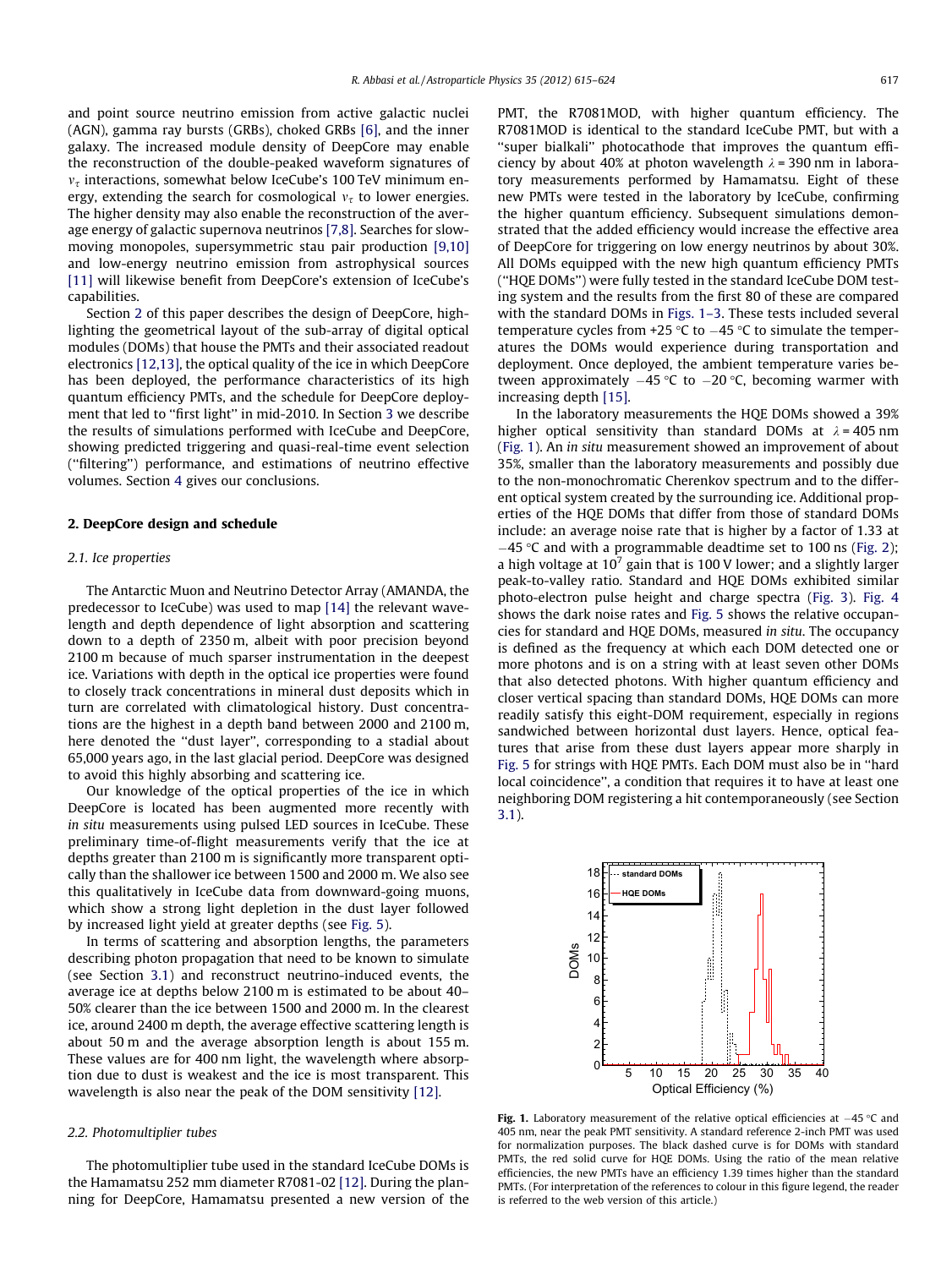and point source neutrino emission from active galactic nuclei (AGN), gamma ray bursts (GRBs), choked GRBs [6], and the inner galaxy. The increased module density of DeepCore may enable the reconstruction of the double-peaked waveform signatures of $\nu_\tau$ interactions, somewhat below IceCube's 100 TeV minimum energy, extending the search for cosmological $\nu_\tau$ to lower energies. The higher density may also enable the reconstruction of the average energy of galactic supernova neutrinos [7,8]. Searches for slow-moving monopoles, supersymmetric stau pair production [9,10] and low-energy neutrino emission from astrophysical sources [11] will likewise benefit from DeepCore's extension of IceCube's capabilities.

Section 2 of this paper describes the design of DeepCore, highlighting the geometrical layout of the sub-array of digital optical modules (DOMs) that house the PMTs and their associated readout electronics [12,13], the optical quality of the ice in which DeepCore has been deployed, the performance characteristics of its high quantum efficiency PMTs, and the schedule for DeepCore deployment that led to "first light" in mid-2010. In Section 3 we describe the results of simulations performed with IceCube and DeepCore, showing predicted triggering and quasi-real-time event selection ("filtering") performance, and estimations of neutrino effective volumes. Section 4 gives our conclusions.

## 2. DeepCore design and schedule

### 2.1. Ice properties

The Antarctic Muon and Neutrino Detector Array (AMANDA, the predecessor to IceCube) was used to map [14] the relevant wavelength and depth dependence of light absorption and scattering down to a depth of 2350 m, albeit with poor precision beyond 2100 m because of much sparser instrumentation in the deepest ice. Variations with depth in the optical ice properties were found to closely track concentrations in mineral dust deposits which in turn are correlated with climatological history. Dust concentrations are the highest in a depth band between 2000 and 2100 m, here denoted the "dust layer", corresponding to a stadial about 65,000 years ago, in the last glacial period. DeepCore was designed to avoid this highly absorbing and scattering ice.

Our knowledge of the optical properties of the ice in which DeepCore is located has been augmented more recently with *in situ* measurements using pulsed LED sources in IceCube. These preliminary time-of-flight measurements verify that the ice at depths greater than 2100 m is significantly more transparent optically than the shallower ice between 1500 and 2000 m. We also see this qualitatively in IceCube data from downward-going muons, which show a strong light depletion in the dust layer followed by increased light yield at greater depths (see Fig. 5).

In terms of scattering and absorption lengths, the parameters describing photon propagation that need to be known to simulate (see Section 3.1) and reconstruct neutrino-induced events, the average ice at depths below 2100 m is estimated to be about 40–50% clearer than the ice between 1500 and 2000 m. In the clearest ice, around 2400 m depth, the average effective scattering length is about 50 m and the average absorption length is about 155 m. These values are for 400 nm light, the wavelength where absorption due to dust is weakest and the ice is most transparent. This wavelength is also near the peak of the DOM sensitivity [12].

### 2.2. Photomultiplier tubes

The photomultiplier tube used in the standard IceCube DOMs is the Hamamatsu 252 mm diameter R7081-02 [12]. During the planning for DeepCore, Hamamatsu presented a new version of the PMT, the R7081MOD, with higher quantum efficiency. The R7081MOD is identical to the standard IceCube PMT, but with a "super bialkali" photocathode that improves the quantum efficiency by about 40% at photon wavelength $\lambda = 390$ nm in laboratory measurements performed by Hamamatsu. Eight of these new PMTs were tested in the laboratory by IceCube, confirming the higher quantum efficiency. Subsequent simulations demonstrated that the added efficiency would increase the effective area of DeepCore for triggering on low energy neutrinos by about 30%. All DOMs equipped with the new high quantum efficiency PMTs ("HQE DOMs") were fully tested in the standard IceCube DOM testing system and the results from the first 80 of these are compared with the standard DOMs in Figs. 1–3. These tests included several temperature cycles from +25 °C to −45 °C to simulate the temperatures the DOMs would experience during transportation and deployment. Once deployed, the ambient temperature varies between approximately −45 °C to −20 °C, becoming warmer with increasing depth [15].

In the laboratory measurements the HQE DOMs showed a 39% higher optical sensitivity than standard DOMs at $\lambda = 405$ nm (Fig. 1). An *in situ* measurement showed an improvement of about 35%, smaller than the laboratory measurements and possibly due to the non-monochromatic Cherenkov spectrum and to the different optical system created by the surrounding ice. Additional properties of the HQE DOMs that differ from those of standard DOMs include: an average noise rate that is higher by a factor of 1.33 at −45 °C and with a programmable deadtime set to 100 ns (Fig. 2); a high voltage at $10^7$ gain that is 100 V lower; and a slightly larger peak-to-valley ratio. Standard and HQE DOMs exhibited similar photo-electron pulse height and charge spectra (Fig. 3). Fig. 4 shows the dark noise rates and Fig. 5 shows the relative occupancies for standard and HQE DOMs, measured *in situ*. The occupancy is defined as the frequency at which each DOM detected one or more photons and is on a string with at least seven other DOMs that also detected photons. With higher quantum efficiency and closer vertical spacing than standard DOMs, HQE DOMs can more readily satisfy this eight-DOM requirement, especially in regions sandwiched between horizontal dust layers. Hence, optical features that arise from these dust layers appear more sharply in Fig. 5 for strings with HQE PMTs. Each DOM must also be in "hard local coincidence", a condition that requires it to have at least one neighboring DOM registering a hit contemporaneously (see Section 3.1).

**Fig. 1.** Laboratory measurement of the relative optical efficiencies at −45 °C and 405 nm, near the peak PMT sensitivity. A standard reference 2-inch PMT was used for normalization purposes. The black dashed curve is for DOMs with standard PMTs, the red solid curve for HQE DOMs. Using the ratio of the mean relative efficiencies, the new PMTs have an efficiency 1.39 times higher than the standard PMTs. (For interpretation of the references to colour in this figure legend, the reader is referred to the web version of this article.)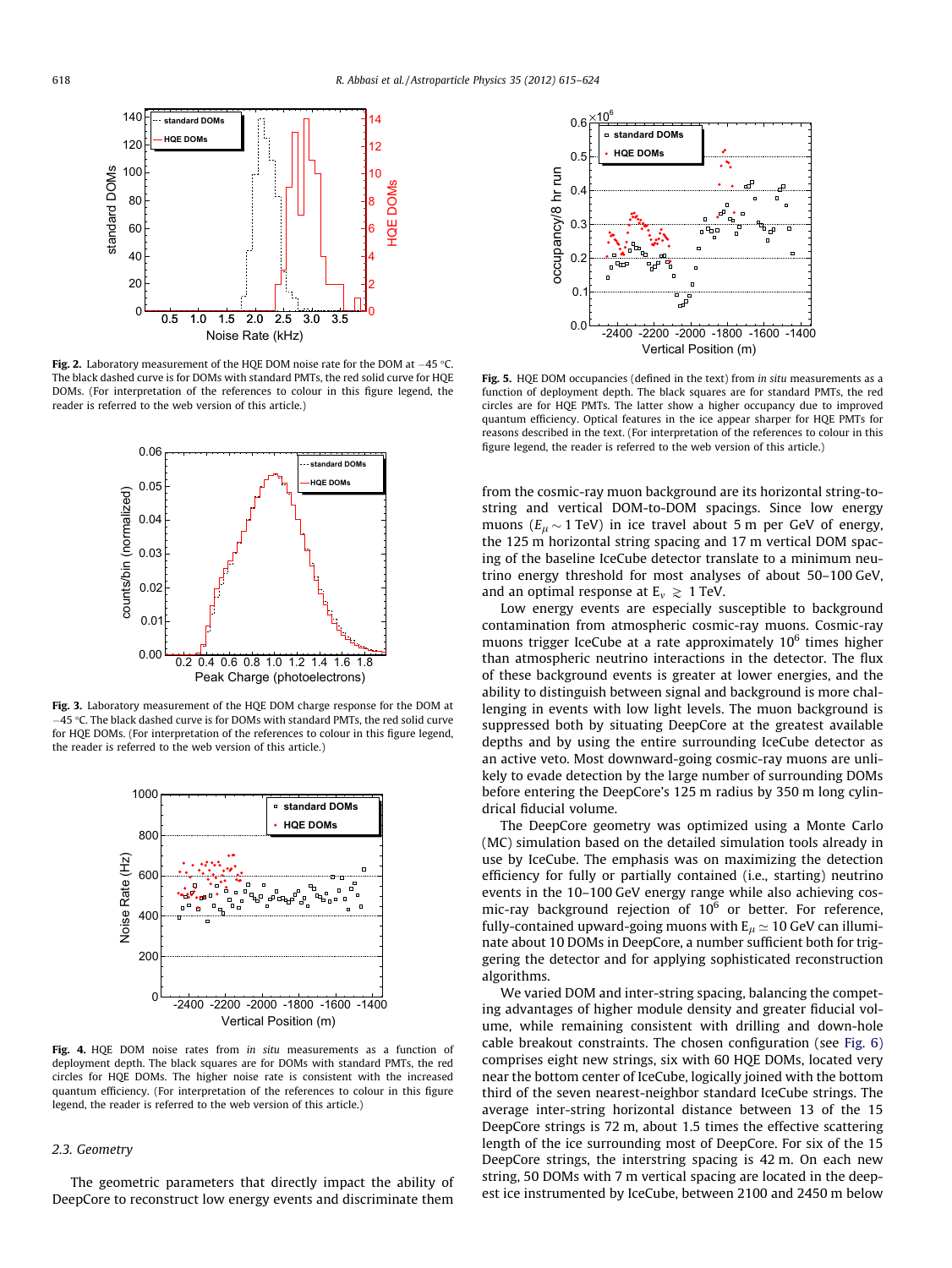**Fig. 2.** Laboratory measurement of the HQE DOM noise rate for the DOM at −45 °C. The black dashed curve is for DOMs with standard PMTs, the red solid curve for HQE DOMs. (For interpretation of the references to colour in this figure legend, the reader is referred to the web version of this article.)

**Fig. 3.** Laboratory measurement of the HQE DOM charge response for the DOM at −45 °C. The black dashed curve is for DOMs with standard PMTs, the red solid curve for HQE DOMs. (For interpretation of the references to colour in this figure legend, the reader is referred to the web version of this article.)

**Fig. 4.** HQE DOM noise rates from *in situ* measurements as a function of deployment depth. The black squares are for DOMs with standard PMTs, the red circles for HQE DOMs. The higher noise rate is consistent with the increased quantum efficiency. (For interpretation of the references to colour in this figure legend, the reader is referred to the web version of this article.)

### 2.3. Geometry

The geometric parameters that directly impact the ability of DeepCore to reconstruct low energy events and discriminate them from the cosmic-ray muon background are its horizontal string-to-string and vertical DOM-to-DOM spacings. Since low energy muons ($E_\mu \sim 1$ TeV) in ice travel about 5 m per GeV of energy, the 125 m horizontal string spacing and 17 m vertical DOM spacing of the baseline IceCube detector translate to a minimum neutrino energy threshold for most analyses of about 50–100 GeV, and an optimal response at $E_\nu \gtrsim 1$ TeV.

**Fig. 5.** HQE DOM occupancies (defined in the text) from *in situ* measurements as a function of deployment depth. The black squares are for standard PMTs, the red circles are for HQE PMTs. The latter show a higher occupancy due to improved quantum efficiency. Optical features in the ice appear sharper for HQE PMTs for reasons described in the text. (For interpretation of the references to colour in this figure legend, the reader is referred to the web version of this article.)

Low energy events are especially susceptible to background contamination from atmospheric cosmic-ray muons. Cosmic-ray muons trigger IceCube at a rate approximately $10^6$ times higher than atmospheric neutrino interactions in the detector. The flux of these background events is greater at lower energies, and the ability to distinguish between signal and background is more challenging in events with low light levels. The muon background is suppressed both by situating DeepCore at the greatest available depths and by using the entire surrounding IceCube detector as an active veto. Most downward-going cosmic-ray muons are unlikely to evade detection by the large number of surrounding DOMs before entering the DeepCore's 125 m radius by 350 m long cylindrical fiducial volume.

The DeepCore geometry was optimized using a Monte Carlo (MC) simulation based on the detailed simulation tools already in use by IceCube. The emphasis was on maximizing the detection efficiency for fully or partially contained (i.e., starting) neutrino events in the 10–100 GeV energy range while also achieving cosmic-ray background rejection of $10^6$ or better. For reference, fully-contained upward-going muons with $E_\mu \simeq 10$ GeV can illuminate about 10 DOMs in DeepCore, a number sufficient both for triggering the detector and for applying sophisticated reconstruction algorithms.

We varied DOM and inter-string spacing, balancing the competing advantages of higher module density and greater fiducial volume, while remaining consistent with drilling and down-hole cable breakout constraints. The chosen configuration (see Fig. 6) comprises eight new strings, six with 60 HQE DOMs, located very near the bottom center of IceCube, logically joined with the bottom third of the seven nearest-neighbor standard IceCube strings. The average inter-string horizontal distance between 13 of the 15 DeepCore strings is 72 m, about 1.5 times the effective scattering length of the ice surrounding most of DeepCore. For six of the 15 DeepCore strings, the interstring spacing is 42 m. On each new string, 50 DOMs with 7 m vertical spacing are located in the deepest ice instrumented by IceCube, between 2100 and 2450 m below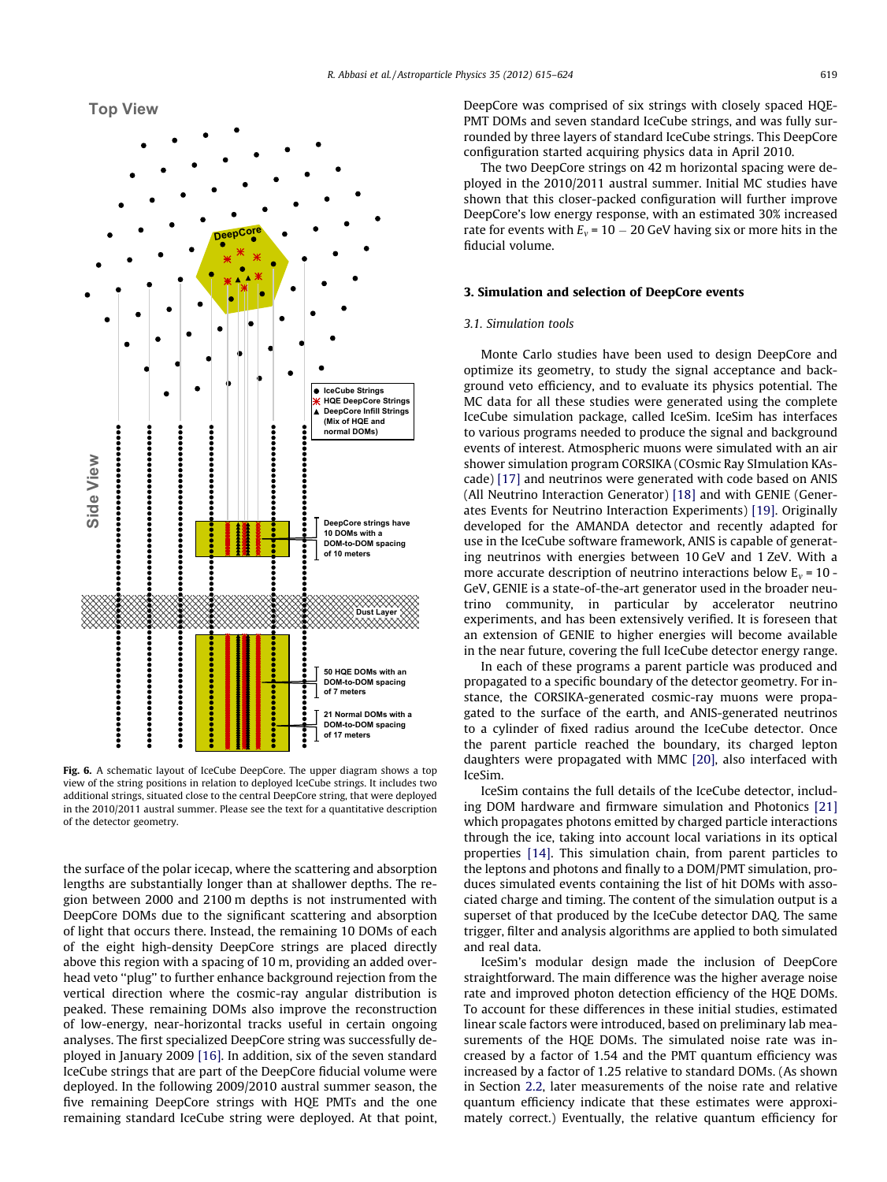Fig. 6. A schematic layout of IceCube DeepCore. The upper diagram shows a top view of the string positions in relation to deployed IceCube strings. It includes two additional strings, situated close to the central DeepCore string, that were deployed in the 2010/2011 austral summer. Please see the text for a quantitative description of the detector geometry.

the surface of the polar icecap, where the scattering and absorption lengths are substantially longer than at shallower depths. The region between 2000 and 2100 m depths is not instrumented with DeepCore DOMs due to the significant scattering and absorption of light that occurs there. Instead, the remaining 10 DOMs of each of the eight high-density DeepCore strings are placed directly above this region with a spacing of 10 m, providing an added overhead veto "plug" to further enhance background rejection from the vertical direction where the cosmic-ray angular distribution is peaked. These remaining DOMs also improve the reconstruction of low-energy, near-horizontal tracks useful in certain ongoing analyses. The first specialized DeepCore string was successfully deployed in January 2009 [16]. In addition, six of the seven standard IceCube strings that are part of the DeepCore fiducial volume were deployed. In the following 2009/2010 austral summer season, the five remaining DeepCore strings with HQE PMTs and the one remaining standard IceCube string were deployed. At that point, DeepCore was comprised of six strings with closely spaced HQE-PMT DOMs and seven standard IceCube strings, and was fully surrounded by three layers of standard IceCube strings. This DeepCore configuration started acquiring physics data in April 2010.

The two DeepCore strings on 42 m horizontal spacing were deployed in the 2010/2011 austral summer. Initial MC studies have shown that this closer-packed configuration will further improve DeepCore's low energy response, with an estimated 30% increased rate for events with $E_\nu = 10 - 20$ GeV having six or more hits in the fiducial volume.

## 3. Simulation and selection of DeepCore events

### 3.1. Simulation tools

Monte Carlo studies have been used to design DeepCore and optimize its geometry, to study the signal acceptance and background veto efficiency, and to evaluate its physics potential. The MC data for all these studies were generated using the complete IceCube simulation package, called IceSim. IceSim has interfaces to various programs needed to produce the signal and background events of interest. Atmospheric muons were simulated with an air shower simulation program CORSIKA (COsmic Ray SImulation KAscade) [17] and neutrinos were generated with code based on ANIS (All Neutrino Interaction Generator) [18] and with GENIE (Generates Events For Neutrino Interaction Experiments) [19]. Originally developed for the AMANDA detector and recently adapted for use in the IceCube software framework, ANIS is capable of generating neutrinos with energies between 10 GeV and 1 ZeV. With a more accurate description of neutrino interactions below $E_\nu$ = 10 - GeV, GENIE is a state-of-the-art generator used in the broader neutrino community, in particular by accelerator neutrino experiments, and has been extensively verified. It is foreseen that an extension of GENIE to higher energies will become available in the near future, covering the full IceCube detector energy range.

In each of these programs a parent particle was produced and propagated to a specific boundary of the detector geometry. For instance, the CORSIKA-generated cosmic-ray muons were propagated to the surface of the earth, and ANIS-generated neutrinos to a cylinder of fixed radius around the IceCube detector. Once the parent particle reached the boundary, its charged lepton daughters were propagated with MMC [20], also interfaced with IceSim.

IceSim contains the full details of the IceCube detector, including DOM hardware and firmware simulation and Photonics [21] which propagates photons emitted by charged particle interactions through the ice, taking into account local variations in its optical properties [14]. This simulation chain, from parent particles to the leptons and photons and finally to a DOM/PMT simulation, produces simulated events containing the list of hit DOMs with associated charge and timing. The content of the simulation output is a superset of that produced by the IceCube detector DAQ. The same trigger, filter and analysis algorithms are applied to both simulated and real data.

IceSim's modular design made the inclusion of DeepCore straightforward. The main difference was the higher average noise rate and improved photon detection efficiency of the HQE DOMs. To account for these differences in these initial studies, estimated linear scale factors were introduced, based on preliminary lab measurements of the HQE DOMs. The simulated noise rate was increased by a factor of 1.54 and the PMT quantum efficiency was increased by a factor of 1.25 relative to standard DOMs. (As shown in Section 2.2, later measurements of the noise rate and relative quantum efficiency indicate that these estimates were approximately correct.) Eventually, the relative quantum efficiency for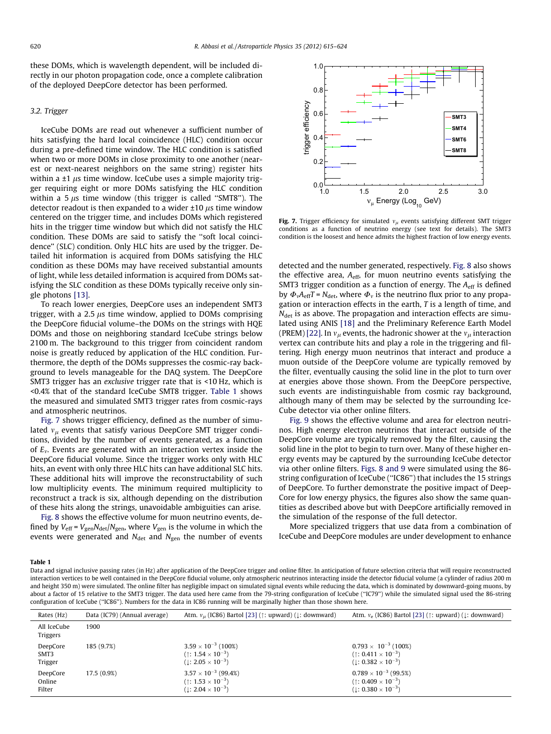these DOMs, which is wavelength dependent, will be included directly in our photon propagation code, once a complete calibration of the deployed DeepCore detector has been performed.

### 3.2. Trigger

IceCube DOMs are read out whenever a sufficient number of hits satisfying the hard local coincidence (HLC) condition occur during a pre-defined time window. The HLC condition is satisfied when two or more DOMs in close proximity to one another (nearest or next-nearest neighbors on the same string) register hits within a $\pm 1\ \mu s$ time window. IceCube uses a simple majority trigger requiring eight or more DOMs satisfying the HLC condition within a $5\ \mu s$ time window (this trigger is called "SMT8"). The detector readout is then expanded to a wider $\pm 10\ \mu s$ time window centered on the trigger time, and includes DOMs which registered hits in the trigger time window but which did not satisfy the HLC condition. These DOMs are said to satisfy the "soft local coincidence" (SLC) condition. Only HLC hits are used by the trigger. Detailed hit information is acquired from DOMs satisfying the HLC condition as these DOMs may have received substantial amounts of light, while less detailed information is acquired from DOMs satisfying the SLC condition as these DOMs typically receive only single photons [13].

To reach lower energies, DeepCore uses an independent SMT3 trigger, with a $2.5\ \mu s$ time window, applied to DOMs comprising the DeepCore fiducial volume–the DOMs on the strings with HQE DOMs and those on neighboring standard IceCube strings below 2100 m. The background to this trigger from coincident random noise is greatly reduced by application of the HLC condition. Furthermore, the depth of the DOMs suppresses the cosmic-ray background to levels manageable for the DAQ system. The DeepCore SMT3 trigger has an *exclusive* trigger rate that is <10 Hz, which is <0.4% that of the standard IceCube SMT8 trigger. Table 1 shows the measured and simulated SMT3 trigger rates from cosmic-rays and atmospheric neutrinos.

Fig. 7 shows trigger efficiency, defined as the number of simulated $\nu_\mu$ events that satisfy various DeepCore SMT trigger conditions, divided by the number of events generated, as a function of $E_\nu$. Events are generated with an interaction vertex inside the DeepCore fiducial volume. Since the trigger works only with HLC hits, an event with only three HLC hits can have additional SLC hits. These additional hits will improve the reconstructability of such low multiplicity events. The minimum required multiplicity to reconstruct a track is six, although depending on the distribution of these hits along the strings, unavoidable ambiguities can arise.

Fig. 8 shows the effective volume for muon neutrino events, defined by $V_{\text{eff}} = V_{\text{gen}} N_{\text{det}}/N_{\text{gen}}$, where $V_{\text{gen}}$ is the volume in which the events were generated and $N_{\text{det}}$ and $N_{\text{gen}}$ the number of events

**Fig. 7.** Trigger efficiency for simulated $\nu_\mu$ events satisfying different SMT trigger conditions as a function of neutrino energy (see text for details). The SMT3 condition is the loosest and hence admits the highest fraction of low energy events.

detected and the number generated, respectively. Fig. 8 also shows the effective area, $A_{\text{eff}}$, for muon neutrino events satisfying the SMT3 trigger condition as a function of energy. The $A_{\text{eff}}$ is defined by $\Phi_\nu A_{\text{eff}} T = N_{\text{det}}$, where $\Phi_\nu$ is the neutrino flux prior to any propagation or interaction effects in the earth, $T$ is a length of time, and $N_{\text{det}}$ is as above. The propagation and interaction effects are simulated using ANIS [18] and the Preliminary Reference Earth Model (PREM) [22]. In $\nu_\mu$ events, the hadronic shower at the $\nu_\mu$ interaction vertex can contribute hits and play a role in the triggering and filtering. High energy muon neutrinos that interact and produce a muon outside of the DeepCore volume are typically removed by the filter, eventually causing the solid line in the plot to turn over at energies above those shown. From the DeepCore perspective, such events are indistinguishable from cosmic ray background, although many of them may be selected by the surrounding IceCube detector via other online filters.

Fig. 9 shows the effective volume and area for electron neutrinos. High energy electron neutrinos that interact outside of the DeepCore volume are typically removed by the filter, causing the solid line in the plot to begin to turn over. Many of these higher energy events may be captured by the surrounding IceCube detector via other online filters. Figs. 8 and 9 were simulated using the 86-string configuration of IceCube ("IC86") that includes the 15 strings of DeepCore. To further demonstrate the positive impact of DeepCore for low energy physics, the figures also show the same quantities as described above but with DeepCore artificially removed in the simulation of the response of the full detector.

More specialized triggers that use data from a combination of IceCube and DeepCore modules are under development to enhance

**Table 1**

Data and signal inclusive passing rates (in Hz) after application of the DeepCore trigger and online filter. In anticipation of future selection criteria that will require reconstructed interaction vertices to be well contained in the DeepCore fiducial volume, only atmospheric neutrinos interacting inside the detector fiducial volume (a cylinder of radius 200 m and height 350 m) were simulated. The online filter has negligible impact on simulated signal events while reducing the data, which is dominated by downward-going muons, by about a factor of 15 relative to the SMT3 trigger. The data used here came from the 79-string configuration of IceCube ("IC79") while the simulated signal used the 86-string configuration of IceCube ("IC86"). Numbers for the data in IC86 running will be marginally higher than those shown here.

| Rates (Hz) | Data (IC79) (Annual average) | Atm. $\nu_\mu$ (IC86) Bartol [23] (↑: upward) (↓: downward) | Atm. $\nu_e$ (IC86) Bartol [23] (↑: upward) (↓: downward) |
|---|---|---|---|
| All IceCube Triggers | 1900 | | |
| DeepCore SMT3 Trigger | 185 (9.7%) | $3.59 \times 10^{-3}$ (100%) (↑: $1.54 \times 10^{-3}$) (↓: $2.05 \times 10^{-3}$) | $0.793 \times 10^{-3}$ (100%) (↑: $0.411 \times 10^{-3}$) (↓: $0.382 \times 10^{-3}$) |
| DeepCore Online Filter | 17.5 (0.9%) | $3.57 \times 10^{-3}$ (99.4%) (↑: $1.53 \times 10^{-3}$) (↓: $2.04 \times 10^{-3}$) | $0.789 \times 10^{-3}$ (99.5%) (↑: $0.409 \times 10^{-3}$) (↓: $0.380 \times 10^{-3}$) |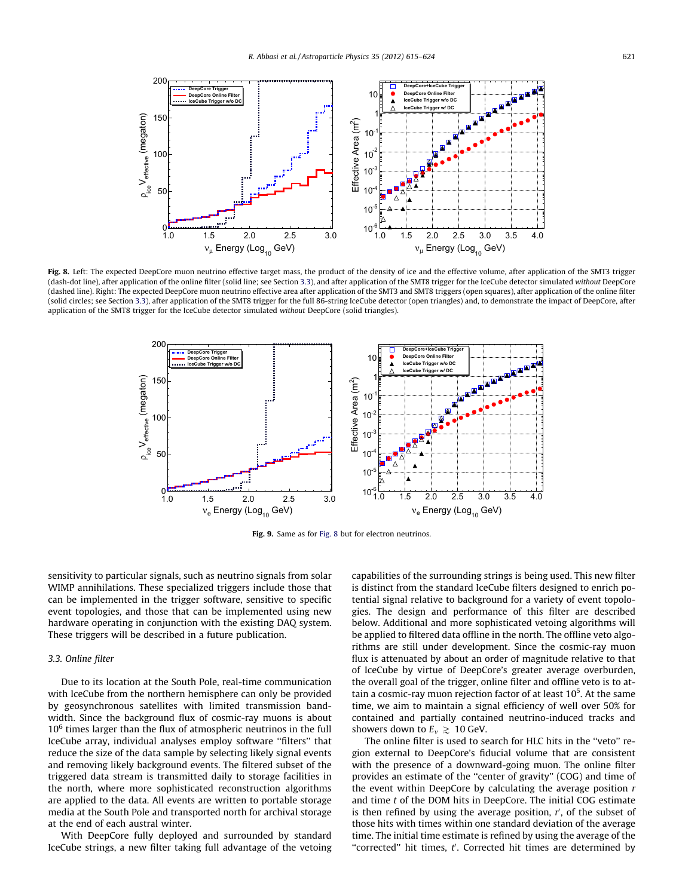DeepCore Trigger
DeepCore Online Filter
IceCube Trigger w/o DC
$\rho_{ice}$ $V_{effective}$ (megaton)
$\nu_\mu$ Energy ($\text{Log}_{10}$ GeV)
DeepCore+IceCube Trigger
DeepCore Online Filter
IceCube Trigger w/o DC
IceCube Trigger w/ DC
Effective Area ($m^2$)
$\nu_\mu$ Energy ($\text{Log}_{10}$ GeV)

**Fig. 8.** Left: The expected DeepCore muon neutrino effective target mass, the product of the density of ice and the effective volume, after application of the SMT3 trigger (dash-dot line), after application of the online filter (solid line; see Section 3.3), and after application of the SMT8 trigger for the IceCube detector simulated *without* DeepCore (dashed line). Right: The expected DeepCore muon neutrino effective area after application of the SMT3 and SMT8 triggers (open squares), after application of the online filter (solid circles; see Section 3.3), after application of the SMT8 trigger for the full 86-string IceCube detector (open triangles) and, to demonstrate the impact of DeepCore, after application of the SMT8 trigger for the IceCube detector simulated *without* DeepCore (solid triangles).

DeepCore Trigger
DeepCore Online Filter
IceCube Trigger w/o DC
$\rho_{ice}$ $V_{effective}$ (megaton)
$\nu_e$ Energy ($\text{Log}_{10}$ GeV)
DeepCore+IceCube Trigger
DeepCore Online Filter
IceCube Trigger w/o DC
IceCube Trigger w/ DC
Effective Area ($m^2$)
$\nu_e$ Energy ($\text{Log}_{10}$ GeV)

**Fig. 9.** Same as for Fig. 8 but for electron neutrinos.

sensitivity to particular signals, such as neutrino signals from solar WIMP annihilations. These specialized triggers include those that can be implemented in the trigger software, sensitive to specific event topologies, and those that can be implemented using new hardware operating in conjunction with the existing DAQ system. These triggers will be described in a future publication.

### 3.3. Online filter

Due to its location at the South Pole, real-time communication with IceCube from the northern hemisphere can only be provided by geosynchronous satellites with limited transmission bandwidth. Since the background flux of cosmic-ray muons is about $10^6$ times larger than the flux of atmospheric neutrinos in the full IceCube array, individual analyses employ software "filters" that reduce the size of the data sample by selecting likely signal events and removing likely background events. The filtered subset of the triggered data stream is transmitted daily to storage facilities in the north, where more sophisticated reconstruction algorithms are applied to the data. All events are written to portable storage media at the South Pole and transported north for archival storage at the end of each austral winter.

With DeepCore fully deployed and surrounded by standard IceCube strings, a new filter taking full advantage of the vetoing capabilities of the surrounding strings is being used. This new filter is distinct from the standard IceCube filters designed to enrich potential signal relative to background for a variety of event topologies. The design and performance of this filter are described below. Additional and more sophisticated vetoing algorithms will be applied to filtered data offline in the north. The offline veto algorithms are still under development. Since the cosmic-ray muon flux is attenuated by about an order of magnitude relative to that of IceCube by virtue of DeepCore's greater average overburden, the overall goal of the trigger, online filter and offline veto is to attain a cosmic-ray muon rejection factor of at least $10^5$. At the same time, we aim to maintain a signal efficiency of well over 50% for contained and partially contained neutrino-induced tracks and showers down to $E_\nu \gtrsim 10$ GeV.

The online filter is used to search for HLC hits in the "veto" region external to DeepCore's fiducial volume that are consistent with the presence of a downward-going muon. The online filter provides an estimate of the "center of gravity" (COG) and time of the event within DeepCore by calculating the average position $r$ and time $t$ of the DOM hits in DeepCore. The initial COG estimate is then refined by using the average position, $r'$, of the subset of those hits with times within one standard deviation of the average time. The initial time estimate is refined by using the average of the "corrected" hit times, $t'$. Corrected hit times are determined by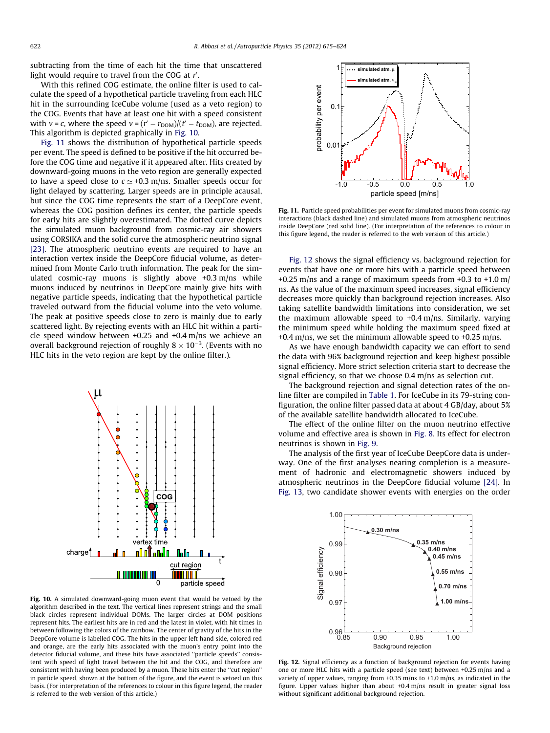subtracting from the time of each hit the time that unscattered light would require to travel from the COG at $r'$.

With this refined COG estimate, the online filter is used to calculate the speed of a hypothetical particle traveling from each HLC hit in the surrounding IceCube volume (used as a veto region) to the COG. Events that have at least one hit with a speed consistent with $v = c$, where the speed $v = (r' - r_{\mathrm{DOM}})/(t' - t_{\mathrm{DOM}})$, are rejected. This algorithm is depicted graphically in Fig. 10.

Fig. 11 shows the distribution of hypothetical particle speeds per event. The speed is defined to be positive if the hit occurred before the COG time and negative if it appeared after. Hits created by downward-going muons in the veto region are generally expected to have a speed close to $c \simeq +0.3$ m/ns. Smaller speeds occur for light delayed by scattering. Larger speeds are in principle acausal, but since the COG time represents the start of a DeepCore event, whereas the COG position defines its center, the particle speeds for early hits are slightly overestimated. The dotted curve depicts the simulated muon background from cosmic-ray air showers using CORSIKA and the solid curve the atmospheric neutrino signal [23]. The atmospheric neutrino events are required to have an interaction vertex inside the DeepCore fiducial volume, as determined from Monte Carlo truth information. The peak for the simulated cosmic-ray muons is slightly above +0.3 m/ns while muons induced by neutrinos in DeepCore mainly give hits with negative particle speeds, indicating that the hypothetical particle traveled outward from the fiducial volume into the veto volume. The peak at positive speeds close to zero is mainly due to early scattered light. By rejecting events with an HLC hit within a particle speed window between +0.25 and +0.4 m/ns we achieve an overall background rejection of roughly $8 \times 10^{-3}$. (Events with no HLC hits in the veto region are kept by the online filter.).

μ
COG
charge
vertex time
t
cut region
0
particle speed

**Fig. 10.** A simulated downward-going muon event that would be vetoed by the algorithm described in the text. The vertical lines represent strings and the small black circles represent individual DOMs. The larger circles at DOM positions represent hits. The earliest hits are in red and the latest in violet, with hit times in between following the colors of the rainbow. The center of gravity of the hits in the DeepCore volume is labelled COG. The hits in the upper left hand side, colored red and orange, are the early hits associated with the muon's entry point into the detector fiducial volume, and these hits have associated "particle speeds" consistent with speed of light travel between the hit and the COG, and therefore are consistent with having been produced by a muon. These hits enter the "cut region" in particle speed, shown at the bottom of the figure, and the event is vetoed on this basis. (For interpretation of the references to colour in this figure legend, the reader is referred to the web version of this article.)

simulated atm. μ
simulated atm. $\nu_\mu$
probability per event
1
0.1
0.01
-1.0
-0.5
0.0
0.5
1.0
particle speed [m/ns]

**Fig. 11.** Particle speed probabilities per event for simulated muons from cosmic-ray interactions (black dashed line) and simulated muons from atmospheric neutrinos inside DeepCore (red solid line). (For interpretation of the references to colour in this figure legend, the reader is referred to the web version of this article.)

Fig. 12 shows the signal efficiency vs. background rejection for events that have one or more hits with a particle speed between +0.25 m/ns and a range of maximum speeds from +0.3 to +1.0 m/ns. As the value of the maximum speed increases, signal efficiency decreases more quickly than background rejection increases. Also taking satellite bandwidth limitations into consideration, we set the maximum allowable speed to +0.4 m/ns. Similarly, varying the minimum speed while holding the maximum speed fixed at +0.4 m/ns, we set the minimum allowable speed to +0.25 m/ns.

As we have enough bandwidth capacity we can effort to send the data with 96% background rejection and keep highest possible signal efficiency. More strict selection criteria start to decrease the signal efficiency, so that we choose 0.4 m/ns as selection cut.

The background rejection and signal detection rates of the online filter are compiled in Table 1. For IceCube in its 79-string configuration, the online filter passed data at about 4 GB/day, about 5% of the available satellite bandwidth allocated to IceCube.

The effect of the online filter on the muon neutrino effective volume and effective area is shown in Fig. 8. Its effect for electron neutrinos is shown in Fig. 9.

The analysis of the first year of IceCube DeepCore data is underway. One of the first analyses nearing completion is a measurement of hadronic and electromagnetic showers induced by atmospheric neutrinos in the DeepCore fiducial volume [24]. In Fig. 13, two candidate shower events with energies on the order

Signal efficiency
1.00
0.99
0.98
0.97
0.96
0.85
0.90
0.95
1.00
Background rejection
0.30 m/ns
0.35 m/ns
0.40 m/ns
0.45 m/ns
0.55 m/ns
0.70 m/ns
1.00 m/ns

**Fig. 12.** Signal efficiency as a function of background rejection for events having one or more HLC hits with a particle speed (see text) between +0.25 m/ns and a variety of upper values, ranging from +0.35 m/ns to +1.0 m/ns, as indicated in the figure. Upper values higher than about +0.4 m/ns result in greater signal loss without significant additional background rejection.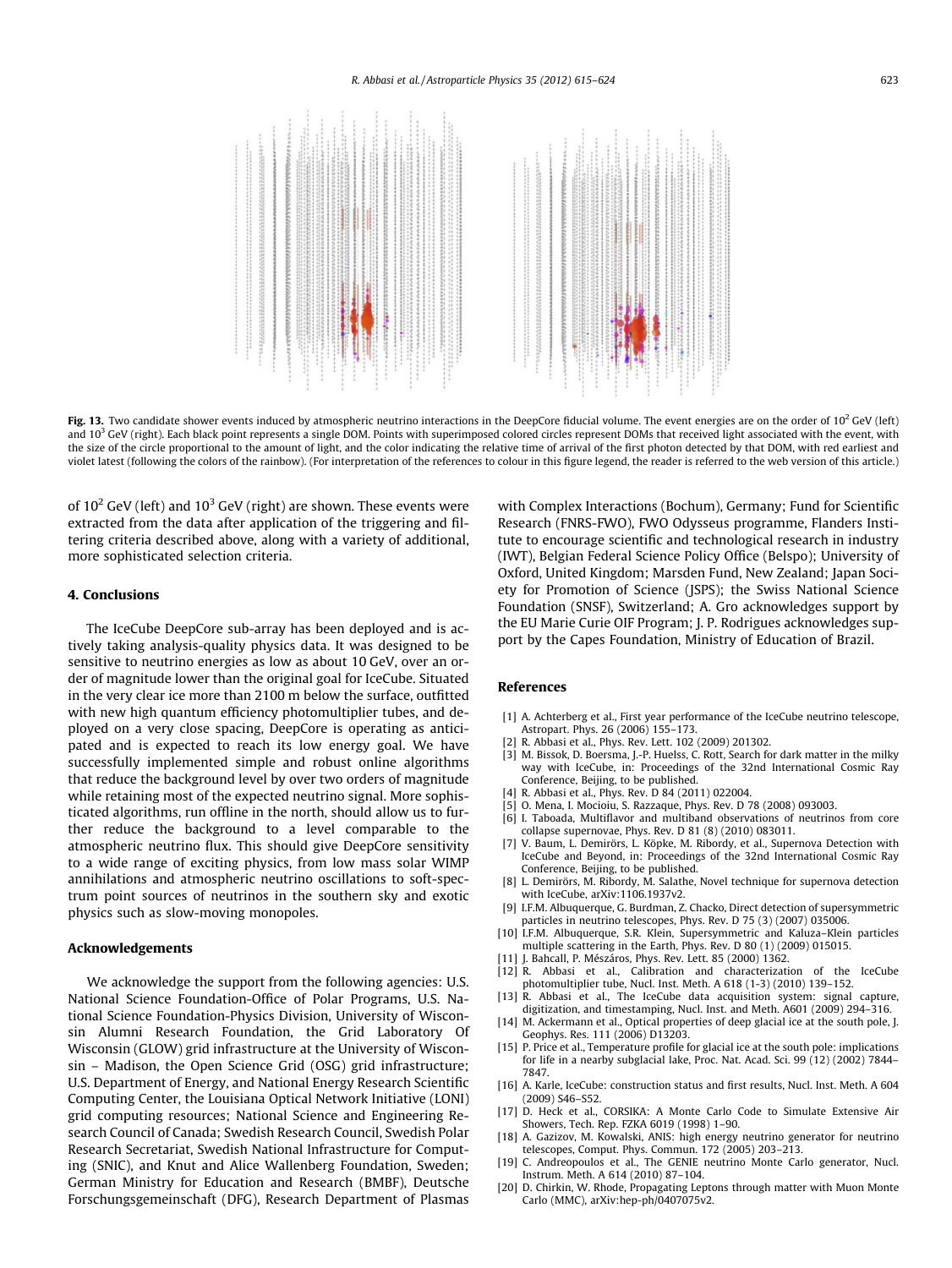**Fig. 13.** Two candidate shower events induced by atmospheric neutrino interactions in the DeepCore fiducial volume. The event energies are on the order of $10^2$ GeV (left) and $10^3$ GeV (right). Each black point represents a single DOM. Points with superimposed colored circles represent DOMs that received light associated with the event, with the size of the circle proportional to the amount of light, and the color indicating the relative time of arrival of the first photon detected by that DOM, with red earliest and violet latest (following the colors of the rainbow). (For interpretation of the references to colour in this figure legend, the reader is referred to the web version of this article.)

of $10^2$ GeV (left) and $10^3$ GeV (right) are shown. These events were extracted from the data after application of the triggering and filtering criteria described above, along with a variety of additional, more sophisticated selection criteria.

## 4. Conclusions

The IceCube DeepCore sub-array has been deployed and is actively taking analysis-quality physics data. It was designed to be sensitive to neutrino energies as low as about 10 GeV, over an order of magnitude lower than the original goal for IceCube. Situated in the very clear ice more than 2100 m below the surface, outfitted with new high quantum efficiency photomultiplier tubes, and deployed on a very close spacing, DeepCore is operating as anticipated and is expected to reach its low energy goal. We have successfully implemented simple and robust online algorithms that reduce the background level by over two orders of magnitude while retaining most of the expected neutrino signal. More sophisticated algorithms, run offline in the north, should allow us to further reduce the background to a level comparable to the atmospheric neutrino flux. This should give DeepCore sensitivity to a wide range of exciting physics, from low mass solar WIMP annihilations and atmospheric neutrino oscillations to soft-spectrum point sources of neutrinos in the southern sky and exotic physics such as slow-moving monopoles.

## Acknowledgements

We acknowledge the support from the following agencies: U.S. National Science Foundation-Office of Polar Programs, U.S. National Science Foundation-Physics Division, University of Wisconsin Alumni Research Foundation, the Grid Laboratory Of Wisconsin (GLOW) grid infrastructure at the University of Wisconsin – Madison, the Open Science Grid (OSG) grid infrastructure; U.S. Department of Energy, and National Energy Research Scientific Computing Center, the Louisiana Optical Network Initiative (LONI) grid computing resources; National Science and Engineering Research Council of Canada; Swedish Research Council, Swedish Polar Research Secretariat, Swedish National Infrastructure for Computing (SNIC), and Knut and Alice Wallenberg Foundation, Sweden; German Ministry for Education and Research (BMBF), Deutsche Forschungsgemeinschaft (DFG), Research Department of Plasmas with Complex Interactions (Bochum), Germany; Fund for Scientific Research (FNRS-FWO), FWO Odysseus programme, Flanders Institute to encourage scientific and technological research in industry (IWT), Belgian Federal Science Policy Office (Belspo); University of Oxford, United Kingdom; Marsden Fund, New Zealand; Japan Society for Promotion of Science (JSPS); the Swiss National Science Foundation (SNSF), Switzerland; A. Gro acknowledges support by the EU Marie Curie OIF Program; J. P. Rodrigues acknowledges support by the Capes Foundation, Ministry of Education of Brazil.

## References

[1] A. Achterberg et al., First year performance of the IceCube neutrino telescope, Astropart. Phys. 26 (2006) 155–173.
[2] R. Abbasi et al., Phys. Rev. Lett. 102 (2009) 201302.
[3] M. Bissok, D. Boersma, J.-P. Huelss, C. Rott, Search for dark matter in the milky way with IceCube, in: Proceedings of the 32nd International Cosmic Ray Conference, Beijing, to be published.
[4] R. Abbasi et al., Phys. Rev. D 84 (2011) 022004.
[5] O. Mena, I. Mocioiu, S. Razzaque, Phys. Rev. D 78 (2008) 093003.
[6] I. Taboada, Multiflavor and multiband observations of neutrinos from core collapse supernovae, Phys. Rev. D 81 (8) (2010) 083011.
[7] V. Baum, L. Demirörs, L. Köpke, M. Ribordy, et al., Supernova Detection with IceCube and Beyond, in: Proceedings of the 32nd International Cosmic Ray Conference, Beijing, to be published.
[8] L. Demirörs, M. Ribordy, M. Salathe, Novel technique for supernova detection with IceCube, arXiv:1106.1937v2.
[9] I.F.M. Albuquerque, G. Burdman, Z. Chacko, Direct detection of supersymmetric particles in neutrino telescopes, Phys. Rev. D 75 (3) (2007) 035006.
[10] I.F.M. Albuquerque, S.R. Klein, Supersymmetric and Kaluza–Klein particles multiple scattering in the Earth, Phys. Rev. D 80 (1) (2009) 015015.
[11] J. Bahcall, P. Mészáros, Phys. Rev. Lett. 85 (2000) 1362.
[12] R. Abbasi et al., Calibration and characterization of the IceCube photomultiplier tube, Nucl. Inst. Meth. A 618 (1-3) (2010) 139–152.
[13] R. Abbasi et al., The IceCube data acquisition system: signal capture, digitization, and timestamping, Nucl. Inst. and Meth. A601 (2009) 294–316.
[14] M. Ackermann et al., Optical properties of deep glacial ice at the south pole, J. Geophys. Res. 111 (2006) D13203.
[15] P. Price et al., Temperature profile for glacial ice at the south pole: implications for life in a nearby subglacial lake, Proc. Nat. Acad. Sci. 99 (12) (2002) 7844–7847.
[16] A. Karle, IceCube: construction status and first results, Nucl. Inst. Meth. A 604 (2009) S46–S52.
[17] D. Heck et al., CORSIKA: A Monte Carlo Code to Simulate Extensive Air Showers, Tech. Rep. FZKA 6019 (1998) 1–90.
[18] A. Gazizov, M. Kowalski, ANIS: high energy neutrino generator for neutrino telescopes, Comput. Phys. Commun. 172 (2005) 203–213.
[19] C. Andreopoulos et al., The GENIE neutrino Monte Carlo generator, Nucl. Instrum. Meth. A 614 (2010) 87–104.
[20] D. Chirkin, W. Rhode, Propagating Leptons through matter with Muon Monte Carlo (MMC), arXiv:hep-ph/0407075v2.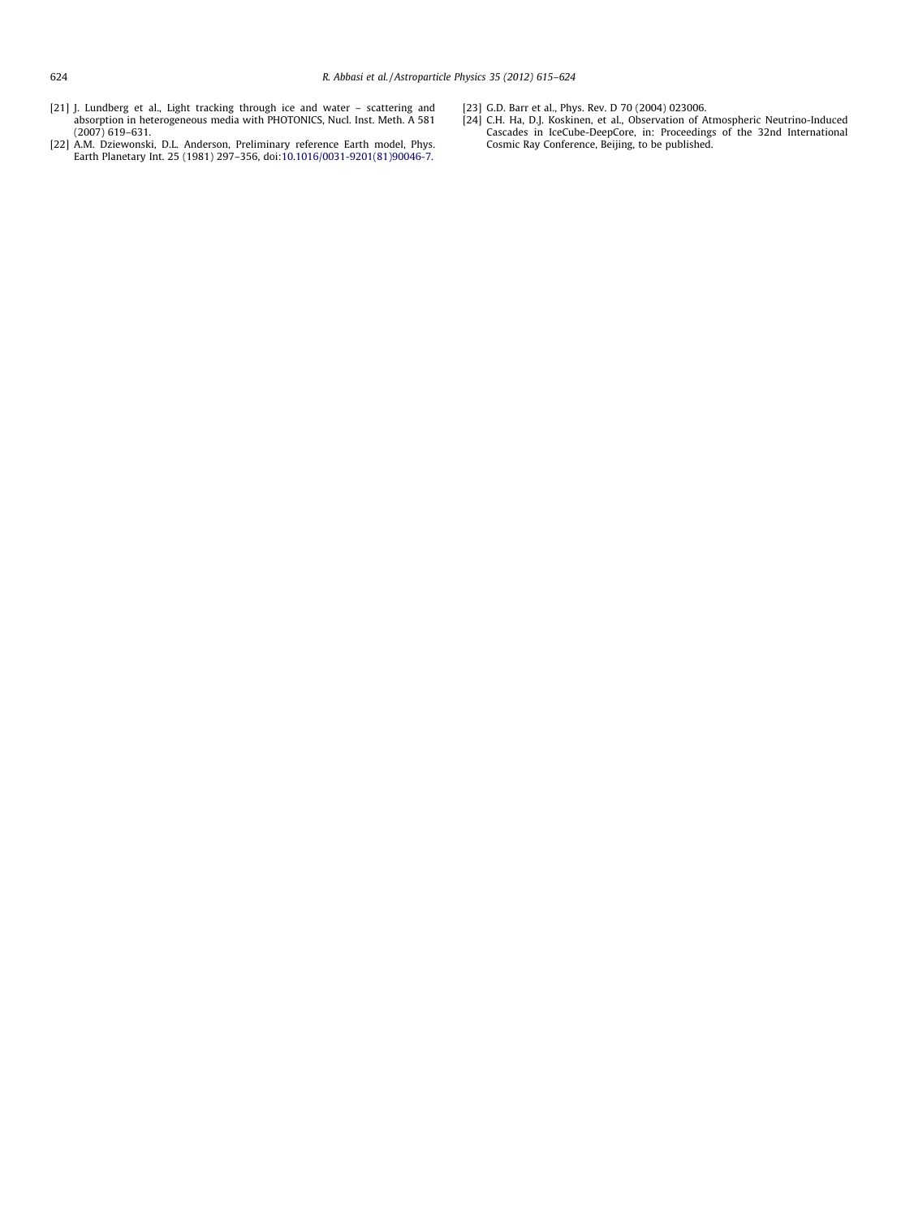[21] J. Lundberg et al., Light tracking through ice and water – scattering and absorption in heterogeneous media with PHOTONICS, Nucl. Inst. Meth. A 581 (2007) 619–631.

[22] A.M. Dziewonski, D.L. Anderson, Preliminary reference Earth model, Phys. Earth Planetary Int. 25 (1981) 297–356, doi:10.1016/0031-9201(81)90046-7.

[23] G.D. Barr et al., Phys. Rev. D 70 (2004) 023006.

[24] C.H. Ha, D.J. Koskinen, et al., Observation of Atmospheric Neutrino-Induced Cascades in IceCube-DeepCore, in: Proceedings of the 32nd International Cosmic Ray Conference, Beijing, to be published.